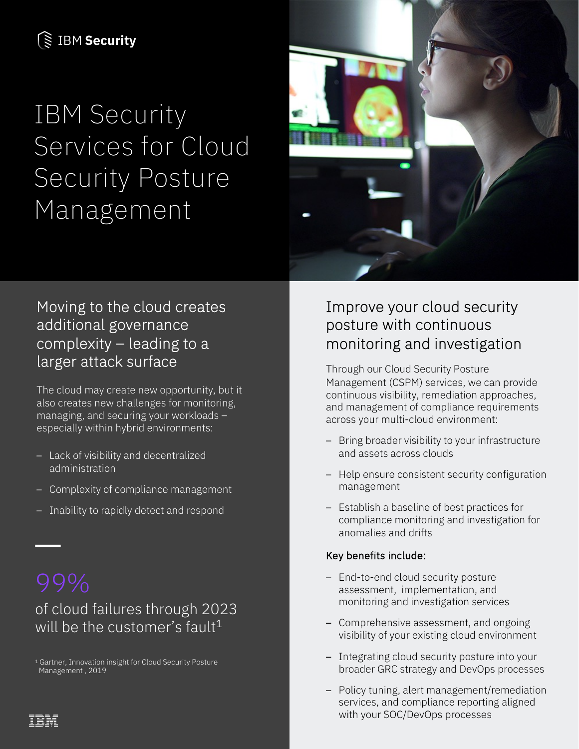IBM Security

# IBM Security Services for Cloud Security Posture Management

## Moving to the cloud creates additional governance complexity – leading to a larger attack surface

The cloud may create new opportunity, but it also creates new challenges for monitoring, managing, and securing your workloads – especially within hybrid environments:

- Lack of visibility and decentralized administration
- Complexity of compliance management
- Inability to rapidly detect and respond

99%

of cloud failures through 2023 will be the customer's fault[1]

[1] Gartner, Innovation insight for Cloud Security Posture Management , 2019

## Improve your cloud security posture with continuous monitoring and investigation

Through our Cloud Security Posture Management (CSPM) services, we can provide continuous visibility, remediation approaches, and management of compliance requirements across your multi-cloud environment:

- Bring broader visibility to your infrastructure and assets across clouds
- Help ensure consistent security configuration management
- Establish a baseline of best practices for compliance monitoring and investigation for anomalies and drifts

### Key benefits include:

- End-to-end cloud security posture assessment, implementation, and monitoring and investigation services
- Comprehensive assessment, and ongoing visibility of your existing cloud environment
- Integrating cloud security posture into your broader GRC strategy and DevOps processes
- Policy tuning, alert management/remediation services, and compliance reporting aligned with your SOC/DevOps processes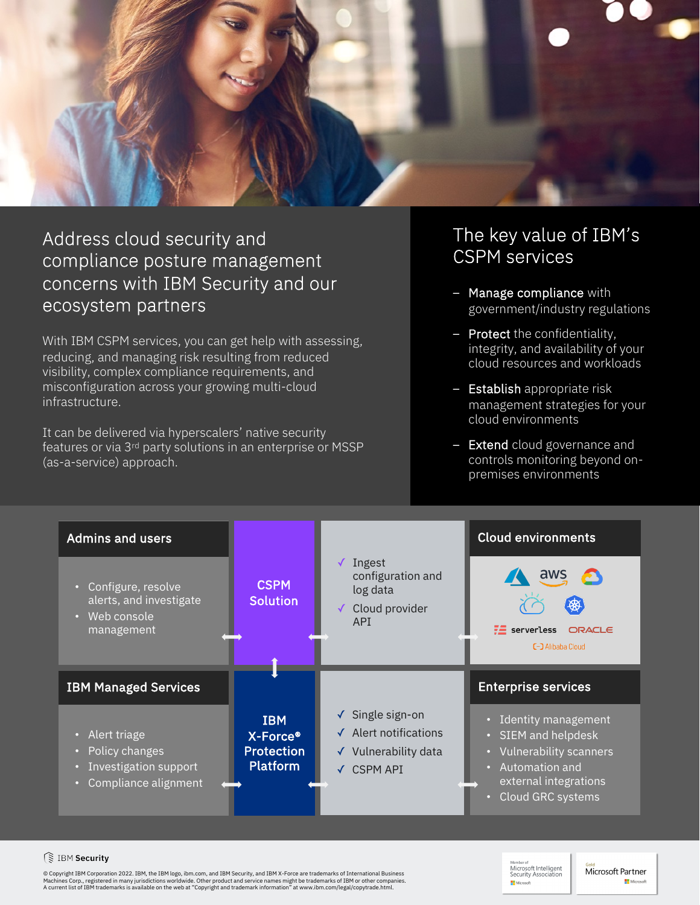# Address cloud security and compliance posture management concerns with IBM Security and our ecosystem partners

With IBM CSPM services, you can get help with assessing, reducing, and managing risk resulting from reduced visibility, complex compliance requirements, and misconfiguration across your growing multi-cloud infrastructure.

It can be delivered via hyperscalers' native security features or via 3rd party solutions in an enterprise or MSSP (as-a-service) approach.

## The key value of IBM's CSPM services

- **Manage compliance** with government/industry regulations
- **Protect** the confidentiality, integrity, and availability of your cloud resources and workloads
- **Establish** appropriate risk management strategies for your cloud environments
- **Extend** cloud governance and controls monitoring beyond on-premises environments

### Admins and users

- Configure, resolve alerts, and investigate
- Web console management

### CSPM Solution

- ✓ Ingest configuration and log data
- ✓ Cloud provider API

### Cloud environments

aws

serverless

ORACLE

Alibaba Cloud

### IBM Managed Services

- Alert triage
- Policy changes
- Investigation support
- Compliance alignment

### IBM X-Force® Protection Platform

- ✓ Single sign-on
- ✓ Alert notifications
- ✓ Vulnerability data
- ✓ CSPM API

### Enterprise services

- Identity management
- SIEM and helpdesk
- Vulnerability scanners
- Automation and external integrations
- Cloud GRC systems

IBM Security

© Copyright IBM Corporation 2022. IBM, the IBM logo, ibm.com, and IBM Security, and IBM X-Force are trademarks of International Business Machines Corp., registered in many jurisdictions worldwide. Other product and service names might be trademarks of IBM or other companies. A current list of IBM trademarks is available on the web at "Copyright and trademark information" at www.ibm.com/legal/copytrade.html.

Member of Microsoft Intelligent Security Association

Gold Microsoft Partner